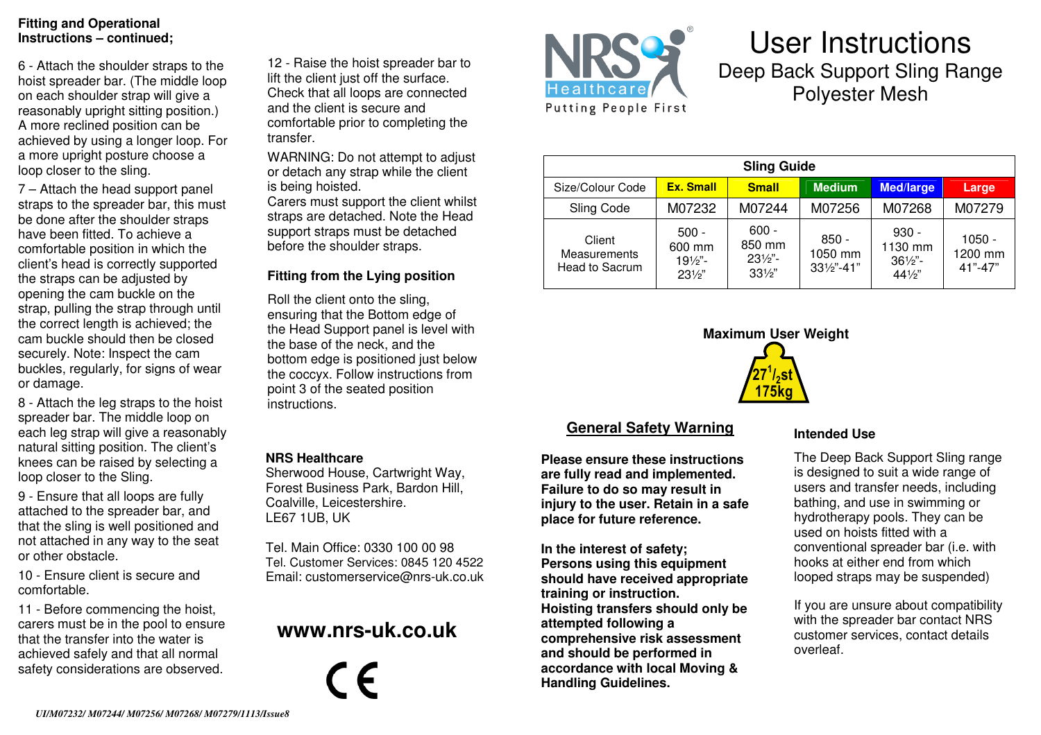**Fitting and Operational Instructions – continued;**

6 - Attach the shoulder straps to the hoist spreader bar. (The middle loop on each shoulder strap will give a reasonably upright sitting position.) A more reclined position can be achieved by using a longer loop. For a more upright posture choose a loop closer to the sling.

7 – Attach the head support panel straps to the spreader bar, this must be done after the shoulder straps have been fitted. To achieve a comfortable position in which the client's head is correctly supported the straps can be adjusted by opening the cam buckle on the strap, pulling the strap through until the correct length is achieved; the cam buckle should then be closed securely. Note: Inspect the cam buckles, regularly, for signs of wear or damage.

8 - Attach the leg straps to the hoist spreader bar. The middle loop on each leg strap will give a reasonably natural sitting position. The client's knees can be raised by selecting a loop closer to the Sling.

9 - Ensure that all loops are fully attached to the spreader bar, and that the sling is well positioned and not attached in any way to the seat or other obstacle.

10 - Ensure client is secure and comfortable.

11 - Before commencing the hoist, carers must be in the pool to ensure that the transfer into the water is achieved safely and that all normal safety considerations are observed.

12 - Raise the hoist spreader bar to lift the client just off the surface. Check that all loops are connected and the client is secure and comfortable prior to completing the transfer.

WARNING: Do not attempt to adjust or detach any strap while the client is being hoisted.
Carers must support the client whilst straps are detached. Note the Head support straps must be detached before the shoulder straps.

### Fitting from the Lying position

Roll the client onto the sling, ensuring that the Bottom edge of the Head Support panel is level with the base of the neck, and the bottom edge is positioned just below the coccyx. Follow instructions from point 3 of the seated position instructions.

**NRS Healthcare**
Sherwood House, Cartwright Way,
Forest Business Park, Bardon Hill,
Coalville, Leicestershire.
LE67 1UB, UK

Tel. Main Office: 0330 100 00 98
Tel. Customer Services: 0845 120 4522
Email: customerservice@nrs-uk.co.uk

## www.nrs-uk.co.uk

CE

NRS Healthcare® Putting People First

# User Instructions
## Deep Back Support Sling Range
## Polyester Mesh

| Sling Guide | | | | | |
|---|---|---|---|---|---|
| Size/Colour Code | Ex. Small | Small | Medium | Med/large | Large |
| Sling Code | M07232 | M07244 | M07256 | M07268 | M07279 |
| Client Measurements Head to Sacrum | 500 - 600 mm 19½"-23½" | 600 - 850 mm 23½"-33½" | 850 - 1050 mm 33½"-41" | 930 - 1130 mm 36½"-44½" | 1050 - 1200 mm 41"-47" |

**Maximum User Weight**

27½st
175kg

### General Safety Warning

**Please ensure these instructions are fully read and implemented. Failure to do so may result in injury to the user. Retain in a safe place for future reference.**

**In the interest of safety;**
**Persons using this equipment should have received appropriate training or instruction.**
**Hoisting transfers should only be attempted following a comprehensive risk assessment and should be performed in accordance with local Moving & Handling Guidelines.**

### Intended Use

The Deep Back Support Sling range is designed to suit a wide range of users and transfer needs, including bathing, and use in swimming or hydrotherapy pools. They can be used on hoists fitted with a conventional spreader bar (i.e. with hooks at either end from which looped straps may be suspended)

If you are unsure about compatibility with the spreader bar contact NRS customer services, contact details overleaf.

*UI/M07232/ M07244/ M07256/ M07268/ M07279/1113/Issue8*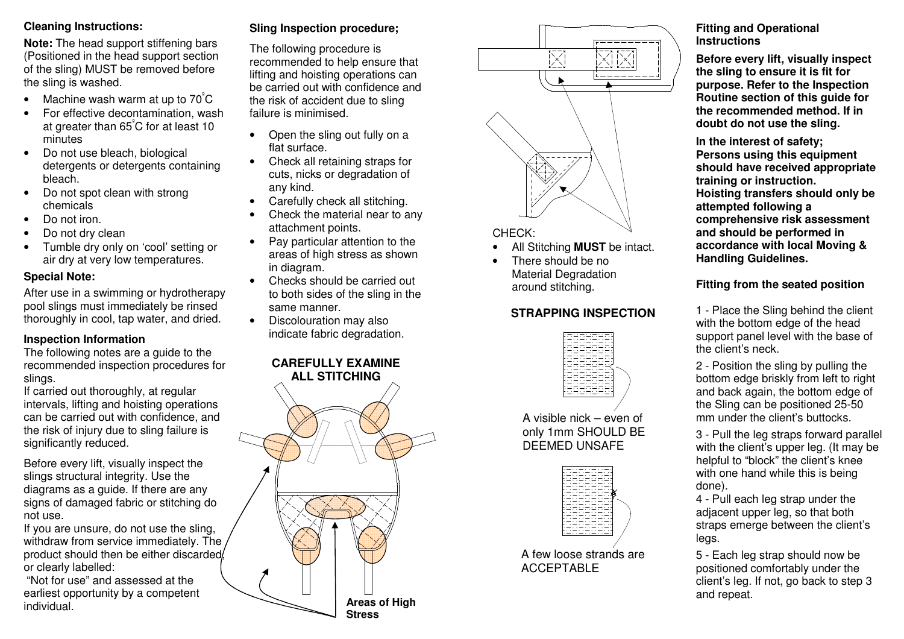**Cleaning Instructions:**

**Note:** The head support stiffening bars (Positioned in the head support section of the sling) MUST be removed before the sling is washed.

- Machine wash warm at up to 70°C
- For effective decontamination, wash at greater than 65°C for at least 10 minutes
- Do not use bleach, biological detergents or detergents containing bleach.
- Do not spot clean with strong chemicals
- Do not iron.
- Do not dry clean
- Tumble dry only on 'cool' setting or air dry at very low temperatures.

**Special Note:**

After use in a swimming or hydrotherapy pool slings must immediately be rinsed thoroughly in cool, tap water, and dried.

**Inspection Information**

The following notes are a guide to the recommended inspection procedures for slings.

If carried out thoroughly, at regular intervals, lifting and hoisting operations can be carried out with confidence, and the risk of injury due to sling failure is significantly reduced.

Before every lift, visually inspect the slings structural integrity. Use the diagrams as a guide. If there are any signs of damaged fabric or stitching do not use.

If you are unsure, do not use the sling, withdraw from service immediately. The product should then be either discarded, or clearly labelled:

"Not for use" and assessed at the earliest opportunity by a competent individual.

**Sling Inspection procedure;**

The following procedure is recommended to help ensure that lifting and hoisting operations can be carried out with confidence and the risk of accident due to sling failure is minimised.

- Open the sling out fully on a flat surface.
- Check all retaining straps for cuts, nicks or degradation of any kind.
- Carefully check all stitching.
- Check the material near to any attachment points.
- Pay particular attention to the areas of high stress as shown in diagram.
- Checks should be carried out to both sides of the sling in the same manner.
- Discolouration may also indicate fabric degradation.

**CAREFULLY EXAMINE ALL STITCHING**

**Areas of High Stress**

CHECK:

- All Stitching **MUST** be intact.
- There should be no Material Degradation around stitching.

**STRAPPING INSPECTION**

A visible nick – even of only 1mm SHOULD BE DEEMED UNSAFE

A few loose strands are ACCEPTABLE

**Fitting and Operational Instructions**

**Before every lift, visually inspect the sling to ensure it is fit for purpose. Refer to the Inspection Routine section of this guide for the recommended method. If in doubt do not use the sling.**

**In the interest of safety; Persons using this equipment should have received appropriate training or instruction. Hoisting transfers should only be attempted following a comprehensive risk assessment and should be performed in accordance with local Moving & Handling Guidelines.**

**Fitting from the seated position**

1 - Place the Sling behind the client with the bottom edge of the head support panel level with the base of the client's neck.

2 - Position the sling by pulling the bottom edge briskly from left to right and back again, the bottom edge of the Sling can be positioned 25-50 mm under the client's buttocks.

3 - Pull the leg straps forward parallel with the client's upper leg. (It may be helpful to "block" the client's knee with one hand while this is being done).

4 - Pull each leg strap under the adjacent upper leg, so that both straps emerge between the client's legs.

5 - Each leg strap should now be positioned comfortably under the client's leg. If not, go back to step 3 and repeat.